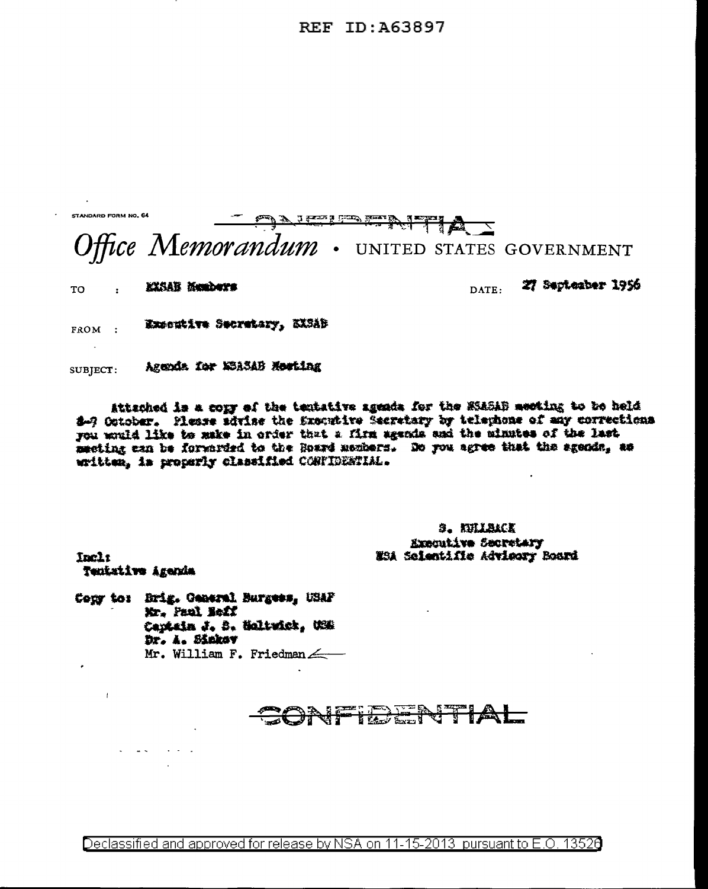REF ID:A63897

STANDARD FORM NO. 64

CONFIDENTIAL

# *Office Memorandum* · UNITED STATES GOVERNMENT

TO : NSASAB Members

DATE: 27 September 1956

FROM : Executive Secretary, NSASAB

SUBJECT: Agenda for NSASAB Meeting

Attached is a copy of the tentative agenda for the NSASAB meeting to be held 8-9 October. Please advise the Executive Secretary by telephone of any corrections you would like to make in order that a firm agenda and the minutes of the last meeting can be forwarded to the Board members. Do you agree that the agenda, as written, is properly classified CONFIDENTIAL.

S. KULLBACK
Executive Secretary
NSA Scientific Advisory Board

Incl:
Tentative Agenda

Copy to: Brig. General Burgess, USAF
Mr. Paul Neff
Captain J. S. Holtwick, USN
Dr. A. Sinkov
Mr. William F. Friedman

CONFIDENTIAL

Declassified and approved for release by NSA on 11-15-2013 pursuant to E.O. 13526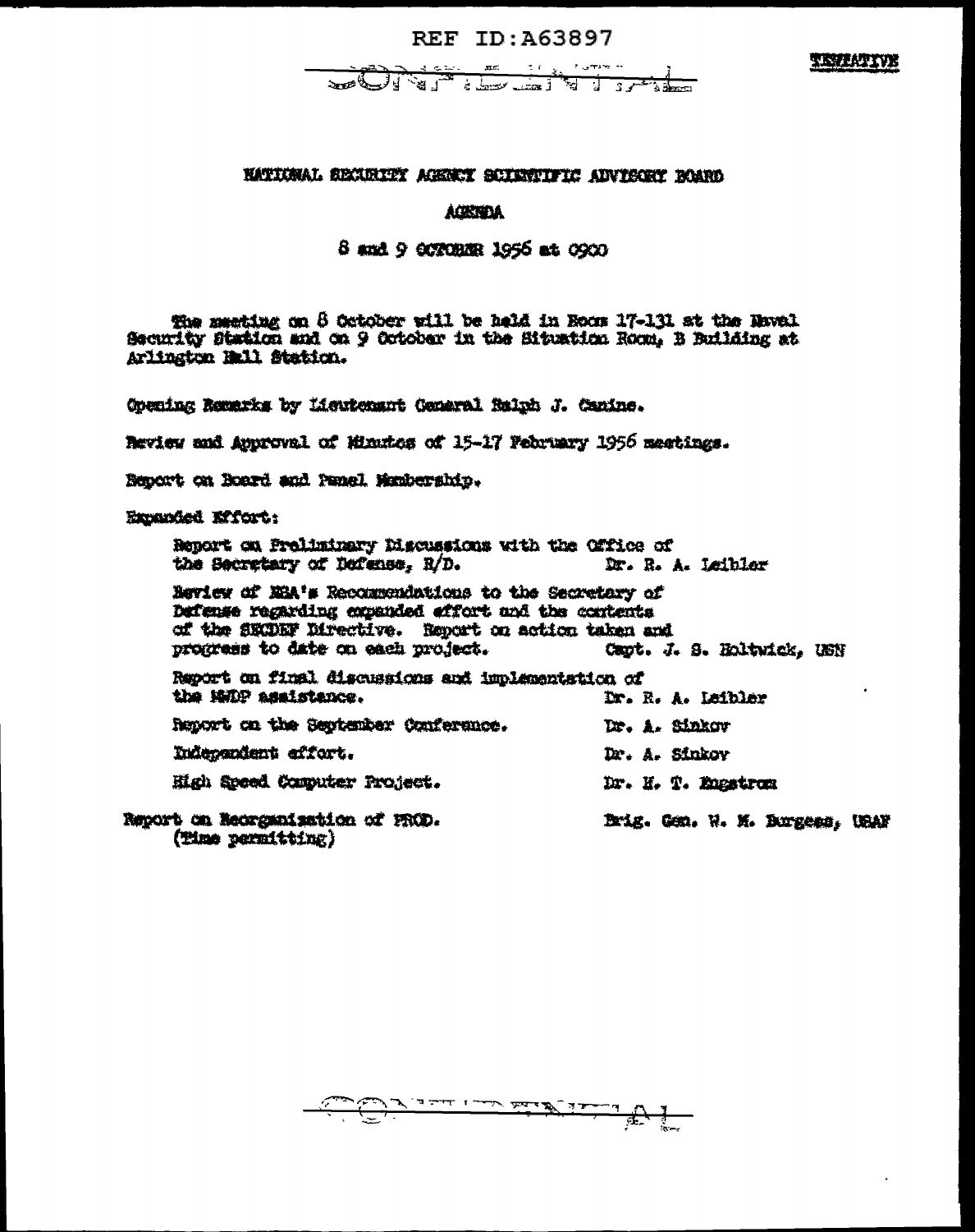REF ID:A63897

CONFIDENTIAL

TENTATIVE

# NATIONAL SECURITY AGENCY SCIENTIFIC ADVISORY BOARD

## AGENDA

### 8 and 9 OCTOBER 1956 at 0900

The meeting on 8 October will be held in Room 17-131 at the Naval Security Station and on 9 October in the Situation Room, B Building at Arlington Hall Station.

Opening Remarks by Lieutenant General Ralph J. Canine.

Review and Approval of Minutes of 15-17 February 1956 meetings.

Report on Board and Panel Membership.

Expanded Effort:

| | |
|---|---|
| Report on Preliminary Discussions with the Office of the Secretary of Defense, R/D. | Dr. R. A. Leibler |
| Review of NSA's Recommendations to the Secretary of Defense regarding expanded effort and the contents of the SECDEF Directive. Report on action taken and progress to date on each project. | Capt. J. S. Holtwick, USN |
| Report on final discussions and implementation of the MWDP assistance. | Dr. R. A. Leibler |
| Report on the September Conference. | Dr. A. Sinkov |
| Independent effort. | Dr. A. Sinkov |
| High Speed Computer Project. | Dr. H. T. Engstrom |

Report on Reorganization of PROD. (Time permitting) — Brig. Gen. W. M. Burgess, USAF

CONFIDENTIAL